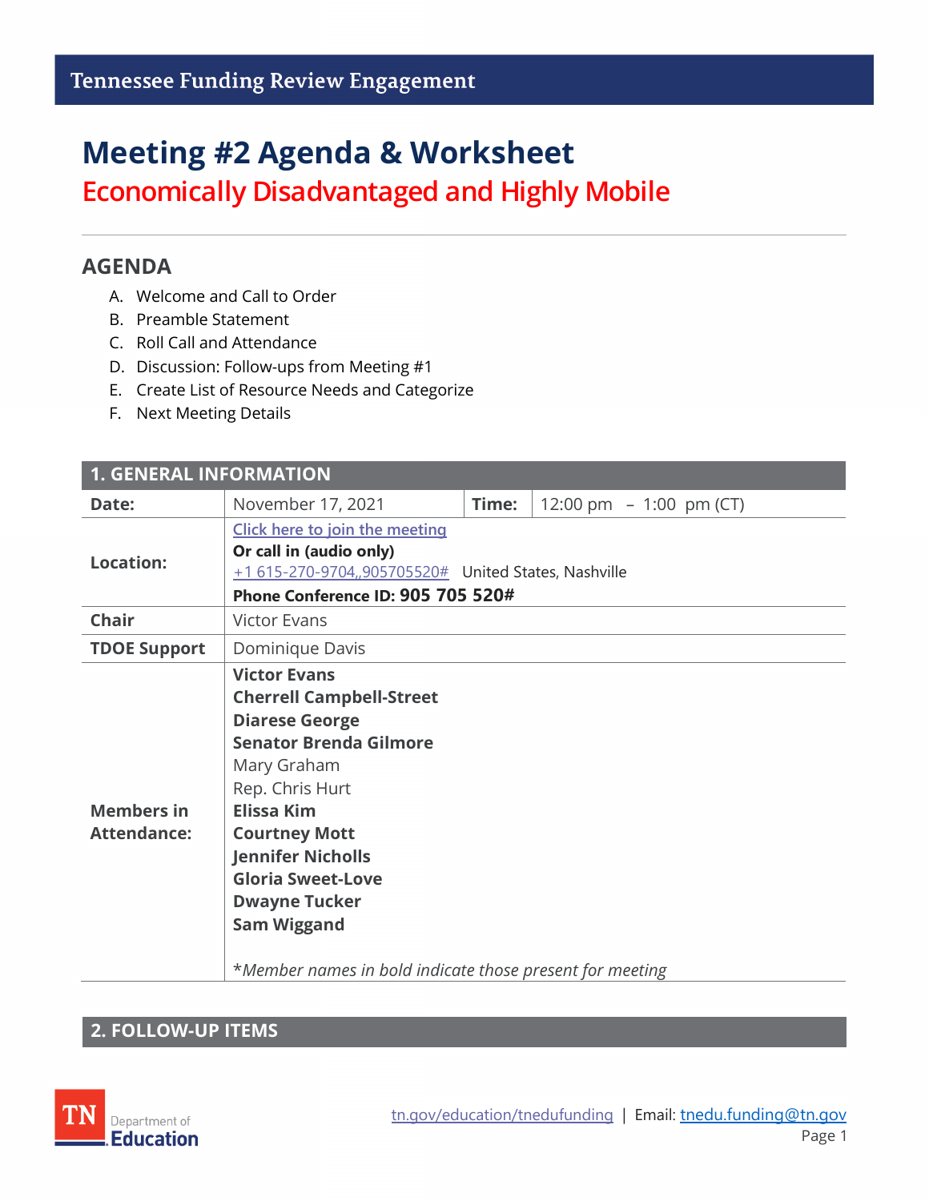# Tennessee Funding Review Engagement

# Meeting #2 Agenda & Worksheet

## Economically Disadvantaged and Highly Mobile

## AGENDA

A. Welcome and Call to Order
B. Preamble Statement
C. Roll Call and Attendance
D. Discussion: Follow-ups from Meeting #1
E. Create List of Resource Needs and Categorize
F. Next Meeting Details

| 1. GENERAL INFORMATION | | | |
|---|---|---|---|
| **Date:** | November 17, 2021 | **Time:** | 12:00 pm – 1:00 pm (CT) |
| **Location:** | Click here to join the meeting<br>**Or call in (audio only)**<br>+1 615-270-9704,,905705520# United States, Nashville<br>**Phone Conference ID: 905 705 520#** | | |
| **Chair** | Victor Evans | | |
| **TDOE Support** | Dominique Davis | | |
| **Members in Attendance:** | **Victor Evans**<br>**Cherrell Campbell-Street**<br>**Diarese George**<br>**Senator Brenda Gilmore**<br>Mary Graham<br>Rep. Chris Hurt<br>**Elissa Kim**<br>**Courtney Mott**<br>**Jennifer Nicholls**<br>**Gloria Sweet-Love**<br>**Dwayne Tucker**<br>**Sam Wiggand**<br><br>*\*Member names in bold indicate those present for meeting* | | |

## 2. FOLLOW-UP ITEMS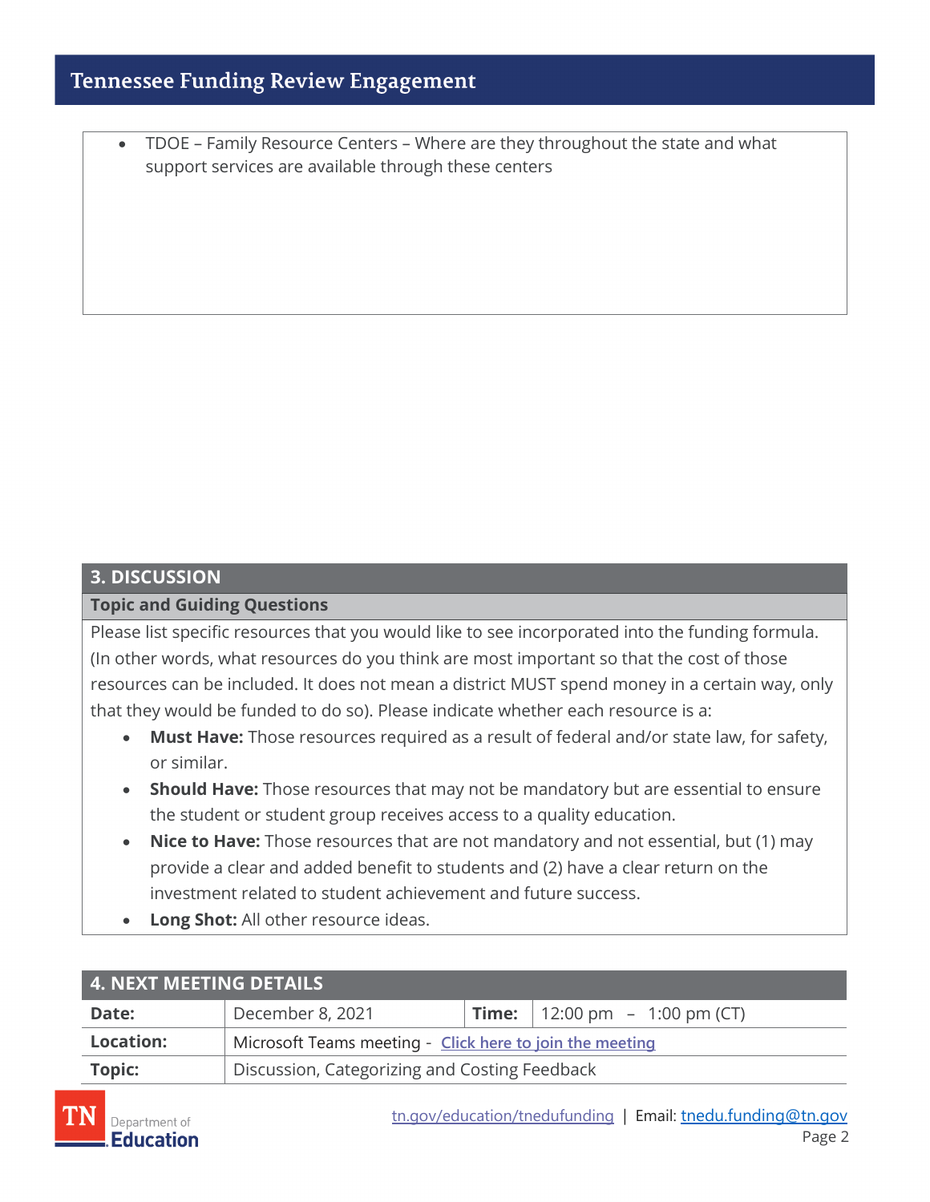- TDOE – Family Resource Centers – Where are they throughout the state and what support services are available through these centers

## 3. DISCUSSION

### Topic and Guiding Questions

Please list specific resources that you would like to see incorporated into the funding formula. (In other words, what resources do you think are most important so that the cost of those resources can be included. It does not mean a district MUST spend money in a certain way, only that they would be funded to do so). Please indicate whether each resource is a:

- **Must Have:** Those resources required as a result of federal and/or state law, for safety, or similar.
- **Should Have:** Those resources that may not be mandatory but are essential to ensure the student or student group receives access to a quality education.
- **Nice to Have:** Those resources that are not mandatory and not essential, but (1) may provide a clear and added benefit to students and (2) have a clear return on the investment related to student achievement and future success.
- **Long Shot:** All other resource ideas.

## 4. NEXT MEETING DETAILS

| | | | |
|---|---|---|---|
| **Date:** | December 8, 2021 | **Time:** | 12:00 pm – 1:00 pm (CT) |
| **Location:** | Microsoft Teams meeting - Click here to join the meeting | | |
| **Topic:** | Discussion, Categorizing and Costing Feedback | | |

tn.gov/education/tnedufunding | Email: tnedu.funding@tn.gov